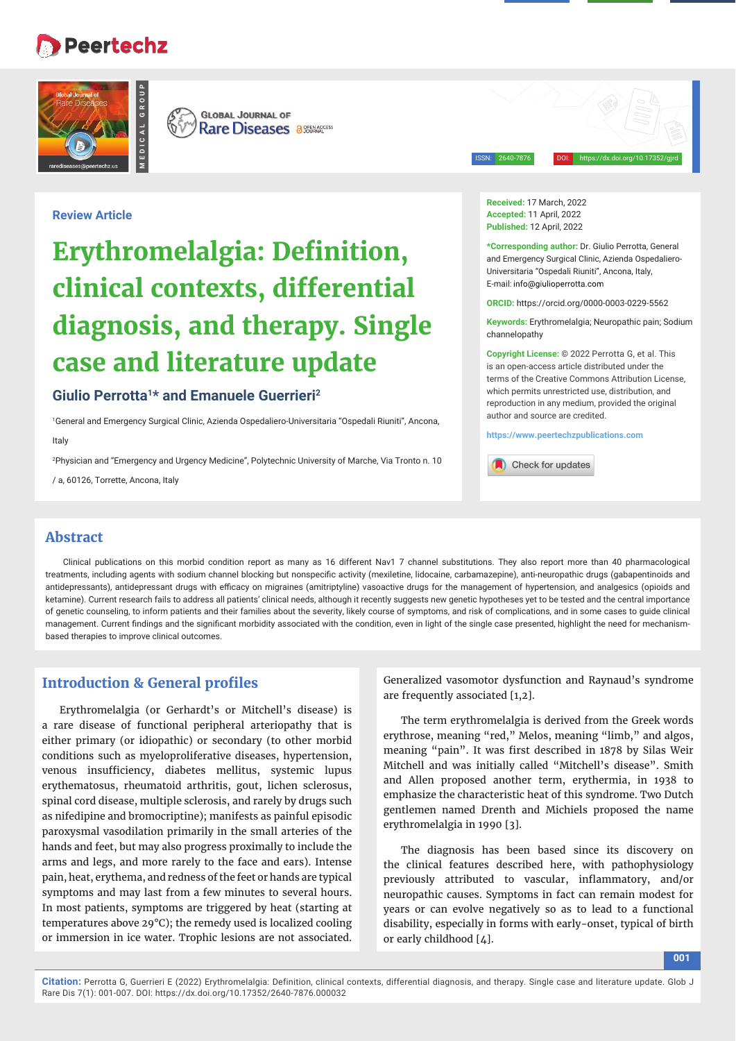Review Article

# Erythromelalgia: Definition, clinical contexts, differential diagnosis, and therapy. Single case and literature update

**Giulio Perrotta[1]* and Emanuele Guerrieri[2]**

[1]General and Emergency Surgical Clinic, Azienda Ospedaliero-Universitaria "Ospedali Riuniti", Ancona, Italy

[2]Physician and "Emergency and Urgency Medicine", Polytechnic University of Marche, Via Tronto n. 10 / a, 60126, Torrette, Ancona, Italy

**Received:** 17 March, 2022
**Accepted:** 11 April, 2022
**Published:** 12 April, 2022

***Corresponding author:** Dr. Giulio Perrotta, General and Emergency Surgical Clinic, Azienda Ospedaliero-Universitaria "Ospedali Riuniti", Ancona, Italy, E-mail: info@giulioperrotta.com

**ORCID:** https://orcid.org/0000-0003-0229-5562

**Keywords:** Erythromelalgia; Neuropathic pain; Sodium channelopathy

**Copyright License:** © 2022 Perrotta G, et al. This is an open-access article distributed under the terms of the Creative Commons Attribution License, which permits unrestricted use, distribution, and reproduction in any medium, provided the original author and source are credited.

https://www.peertechzpublications.com

## Abstract

Clinical publications on this morbid condition report as many as 16 different Nav1 7 channel substitutions. They also report more than 40 pharmacological treatments, including agents with sodium channel blocking but nonspecific activity (mexiletine, lidocaine, carbamazepine), anti-neuropathic drugs (gabapentinoids and antidepressants), antidepressant drugs with efficacy on migraines (amitriptyline) vasoactive drugs for the management of hypertension, and analgesics (opioids and ketamine). Current research fails to address all patients' clinical needs, although it recently suggests new genetic hypotheses yet to be tested and the central importance of genetic counseling, to inform patients and their families about the severity, likely course of symptoms, and risk of complications, and in some cases to guide clinical management. Current findings and the significant morbidity associated with the condition, even in light of the single case presented, highlight the need for mechanism-based therapies to improve clinical outcomes.

## Introduction & General profiles

Erythromelalgia (or Gerhardt's or Mitchell's disease) is a rare disease of functional peripheral arteriopathy that is either primary (or idiopathic) or secondary (to other morbid conditions such as myeloproliferative diseases, hypertension, venous insufficiency, diabetes mellitus, systemic lupus erythematosus, rheumatoid arthritis, gout, lichen sclerosus, spinal cord disease, multiple sclerosis, and rarely by drugs such as nifedipine and bromocriptine); manifests as painful episodic paroxysmal vasodilation primarily in the small arteries of the hands and feet, but may also progress proximally to include the arms and legs, and more rarely to the face and ears). Intense pain, heat, erythema, and redness of the feet or hands are typical symptoms and may last from a few minutes to several hours. In most patients, symptoms are triggered by heat (starting at temperatures above 29°C); the remedy used is localized cooling or immersion in ice water. Trophic lesions are not associated. Generalized vasomotor dysfunction and Raynaud's syndrome are frequently associated [1,2].

The term erythromelalgia is derived from the Greek words erythrose, meaning "red," Melos, meaning "limb," and algos, meaning "pain". It was first described in 1878 by Silas Weir Mitchell and was initially called "Mitchell's disease". Smith and Allen proposed another term, erythermia, in 1938 to emphasize the characteristic heat of this syndrome. Two Dutch gentlemen named Drenth and Michiels proposed the name erythromelalgia in 1990 [3].

The diagnosis has been based since its discovery on the clinical features described here, with pathophysiology previously attributed to vascular, inflammatory, and/or neuropathic causes. Symptoms in fact can remain modest for years or can evolve negatively so as to lead to a functional disability, especially in forms with early-onset, typical of birth or early childhood [4].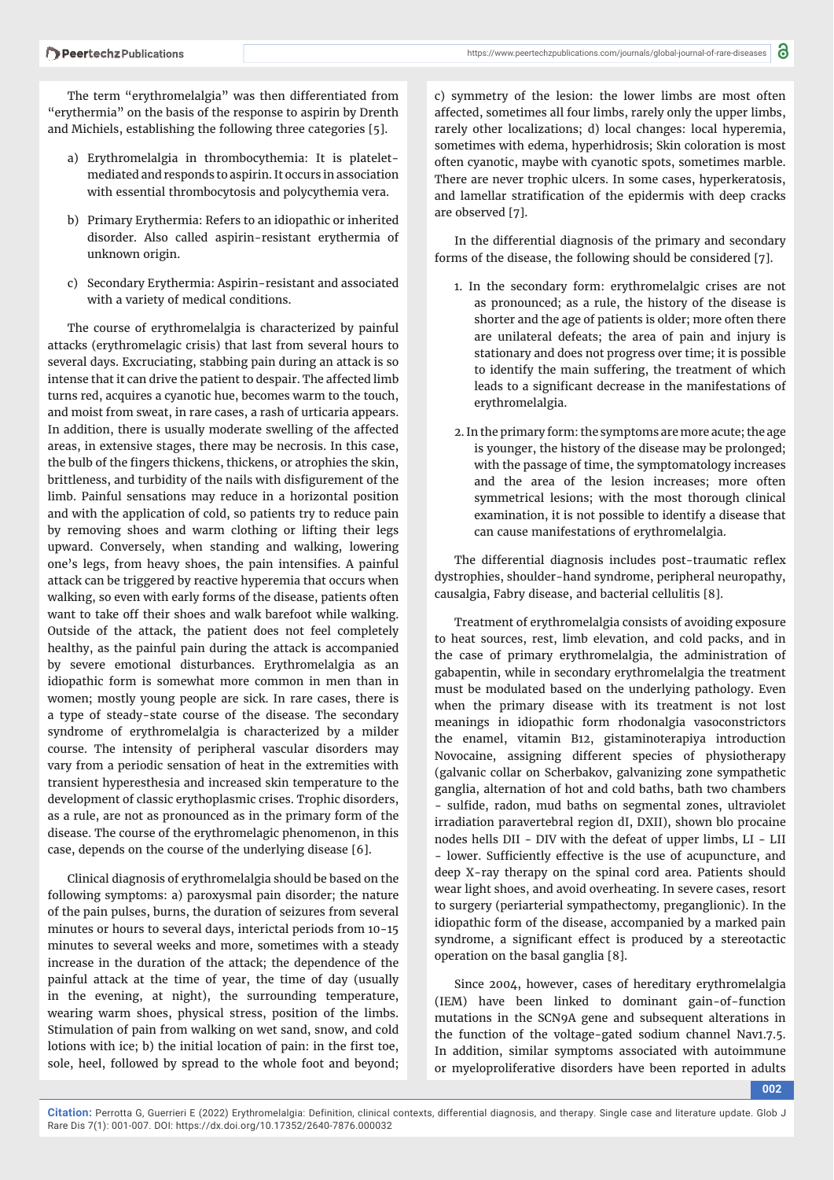The term "erythromelalgia" was then differentiated from "erythermia" on the basis of the response to aspirin by Drenth and Michiels, establishing the following three categories [5].

a) Erythromelalgia in thrombocythemia: It is platelet-mediated and responds to aspirin. It occurs in association with essential thrombocytosis and polycythemia vera.

b) Primary Erythermia: Refers to an idiopathic or inherited disorder. Also called aspirin-resistant erythermia of unknown origin.

c) Secondary Erythermia: Aspirin-resistant and associated with a variety of medical conditions.

The course of erythromelalgia is characterized by painful attacks (erythromelagic crisis) that last from several hours to several days. Excruciating, stabbing pain during an attack is so intense that it can drive the patient to despair. The affected limb turns red, acquires a cyanotic hue, becomes warm to the touch, and moist from sweat, in rare cases, a rash of urticaria appears. In addition, there is usually moderate swelling of the affected areas, in extensive stages, there may be necrosis. In this case, the bulb of the fingers thickens, thickens, or atrophies the skin, brittleness, and turbidity of the nails with disfigurement of the limb. Painful sensations may reduce in a horizontal position and with the application of cold, so patients try to reduce pain by removing shoes and warm clothing or lifting their legs upward. Conversely, when standing and walking, lowering one's legs, from heavy shoes, the pain intensifies. A painful attack can be triggered by reactive hyperemia that occurs when walking, so even with early forms of the disease, patients often want to take off their shoes and walk barefoot while walking. Outside of the attack, the patient does not feel completely healthy, as the painful pain during the attack is accompanied by severe emotional disturbances. Erythromelalgia as an idiopathic form is somewhat more common in men than in women; mostly young people are sick. In rare cases, there is a type of steady-state course of the disease. The secondary syndrome of erythromelalgia is characterized by a milder course. The intensity of peripheral vascular disorders may vary from a periodic sensation of heat in the extremities with transient hyperesthesia and increased skin temperature to the development of classic erythoplasmic crises. Trophic disorders, as a rule, are not as pronounced as in the primary form of the disease. The course of the erythromelagic phenomenon, in this case, depends on the course of the underlying disease [6].

Clinical diagnosis of erythromelalgia should be based on the following symptoms: a) paroxysmal pain disorder; the nature of the pain pulses, burns, the duration of seizures from several minutes or hours to several days, interictal periods from 10-15 minutes to several weeks and more, sometimes with a steady increase in the duration of the attack; the dependence of the painful attack at the time of year, the time of day (usually in the evening, at night), the surrounding temperature, wearing warm shoes, physical stress, position of the limbs. Stimulation of pain from walking on wet sand, snow, and cold lotions with ice; b) the initial location of pain: in the first toe, sole, heel, followed by spread to the whole foot and beyond; c) symmetry of the lesion: the lower limbs are most often affected, sometimes all four limbs, rarely only the upper limbs, rarely other localizations; d) local changes: local hyperemia, sometimes with edema, hyperhidrosis; Skin coloration is most often cyanotic, maybe with cyanotic spots, sometimes marble. There are never trophic ulcers. In some cases, hyperkeratosis, and lamellar stratification of the epidermis with deep cracks are observed [7].

In the differential diagnosis of the primary and secondary forms of the disease, the following should be considered [7].

1. In the secondary form: erythromelalgic crises are not as pronounced; as a rule, the history of the disease is shorter and the age of patients is older; more often there are unilateral defeats; the area of pain and injury is stationary and does not progress over time; it is possible to identify the main suffering, the treatment of which leads to a significant decrease in the manifestations of erythromelalgia.

2. In the primary form: the symptoms are more acute; the age is younger, the history of the disease may be prolonged; with the passage of time, the symptomatology increases and the area of the lesion increases; more often symmetrical lesions; with the most thorough clinical examination, it is not possible to identify a disease that can cause manifestations of erythromelalgia.

The differential diagnosis includes post-traumatic reflex dystrophies, shoulder-hand syndrome, peripheral neuropathy, causalgia, Fabry disease, and bacterial cellulitis [8].

Treatment of erythromelalgia consists of avoiding exposure to heat sources, rest, limb elevation, and cold packs, and in the case of primary erythromelalgia, the administration of gabapentin, while in secondary erythromelalgia the treatment must be modulated based on the underlying pathology. Even when the primary disease with its treatment is not lost meanings in idiopathic form rhodonalgia vasoconstrictors the enamel, vitamin B12, gistaminoterapiya introduction Novocaine, assigning different species of physiotherapy (galvanic collar on Scherbakov, galvanizing zone sympathetic ganglia, alternation of hot and cold baths, bath two chambers - sulfide, radon, mud baths on segmental zones, ultraviolet irradiation paravertebral region dI, DXII), shown blo procaine nodes hells DII - DIV with the defeat of upper limbs, LI - LII - lower. Sufficiently effective is the use of acupuncture, and deep X-ray therapy on the spinal cord area. Patients should wear light shoes, and avoid overheating. In severe cases, resort to surgery (periarterial sympathectomy, preganglionic). In the idiopathic form of the disease, accompanied by a marked pain syndrome, a significant effect is produced by a stereotactic operation on the basal ganglia [8].

Since 2004, however, cases of hereditary erythromelalgia (IEM) have been linked to dominant gain-of-function mutations in the SCN9A gene and subsequent alterations in the function of the voltage-gated sodium channel Nav1.7.5. In addition, similar symptoms associated with autoimmune or myeloproliferative disorders have been reported in adults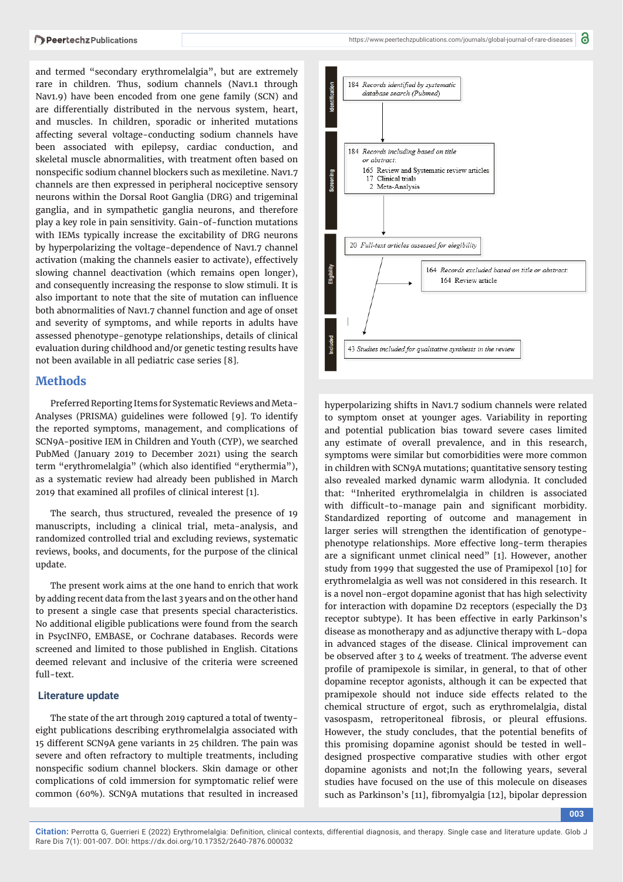and termed "secondary erythromelalgia", but are extremely rare in children. Thus, sodium channels (Nav1.1 through Nav1.9) have been encoded from one gene family (SCN) and are differentially distributed in the nervous system, heart, and muscles. In children, sporadic or inherited mutations affecting several voltage-conducting sodium channels have been associated with epilepsy, cardiac conduction, and skeletal muscle abnormalities, with treatment often based on nonspecific sodium channel blockers such as mexiletine. Nav1.7 channels are then expressed in peripheral nociceptive sensory neurons within the Dorsal Root Ganglia (DRG) and trigeminal ganglia, and in sympathetic ganglia neurons, and therefore play a key role in pain sensitivity. Gain-of-function mutations with IEMs typically increase the excitability of DRG neurons by hyperpolarizing the voltage-dependence of Nav1.7 channel activation (making the channels easier to activate), effectively slowing channel deactivation (which remains open longer), and consequently increasing the response to slow stimuli. It is also important to note that the site of mutation can influence both abnormalities of Nav1.7 channel function and age of onset and severity of symptoms, and while reports in adults have assessed phenotype-genotype relationships, details of clinical evaluation during childhood and/or genetic testing results have not been available in all pediatric case series [8].

## Methods

Preferred Reporting Items for Systematic Reviews and Meta-Analyses (PRISMA) guidelines were followed [9]. To identify the reported symptoms, management, and complications of SCN9A-positive IEM in Children and Youth (CYP), we searched PubMed (January 2019 to December 2021) using the search term "erythromelalgia" (which also identified "erythermia"), as a systematic review had already been published in March 2019 that examined all profiles of clinical interest [1].

The search, thus structured, revealed the presence of 19 manuscripts, including a clinical trial, meta-analysis, and randomized controlled trial and excluding reviews, systematic reviews, books, and documents, for the purpose of the clinical update.

The present work aims at the one hand to enrich that work by adding recent data from the last 3 years and on the other hand to present a single case that presents special characteristics. No additional eligible publications were found from the search in PsycINFO, EMBASE, or Cochrane databases. Records were screened and limited to those published in English. Citations deemed relevant and inclusive of the criteria were screened full-text.

### Literature update

The state of the art through 2019 captured a total of twenty-eight publications describing erythromelalgia associated with 15 different SCN9A gene variants in 25 children. The pain was severe and often refractory to multiple treatments, including nonspecific sodium channel blockers. Skin damage or other complications of cold immersion for symptomatic relief were common (60%). SCN9A mutations that resulted in increased hyperpolarizing shifts in Nav1.7 sodium channels were related to symptom onset at younger ages. Variability in reporting and potential publication bias toward severe cases limited any estimate of overall prevalence, and in this research, symptoms were similar but comorbidities were more common in children with SCN9A mutations; quantitative sensory testing also revealed marked dynamic warm allodynia. It concluded that: "Inherited erythromelalgia in children is associated with difficult-to-manage pain and significant morbidity. Standardized reporting of outcome and management in larger series will strengthen the identification of genotype-phenotype relationships. More effective long-term therapies are a significant unmet clinical need" [1]. However, another study from 1999 that suggested the use of Pramipexol [10] for erythromelalgia as well was not considered in this research. It is a novel non-ergot dopamine agonist that has high selectivity for interaction with dopamine D2 receptors (especially the D3 receptor subtype). It has been effective in early Parkinson's disease as monotherapy and as adjunctive therapy with L-dopa in advanced stages of the disease. Clinical improvement can be observed after 3 to 4 weeks of treatment. The adverse event profile of pramipexole is similar, in general, to that of other dopamine receptor agonists, although it can be expected that pramipexole should not induce side effects related to the chemical structure of ergot, such as erythromelalgia, distal vasospasm, retroperitoneal fibrosis, or pleural effusions. However, the study concludes, that the potential benefits of this promising dopamine agonist should be tested in well-designed prospective comparative studies with other ergot dopamine agonists and not;In the following years, several studies have focused on the use of this molecule on diseases such as Parkinson's [11], fibromyalgia [12], bipolar depression

**Identification**

184 *Records identified by systematic database search (Pubmed)*

**Screening**

184 *Records including based on title or abstract:*
- 165 Review and Systematic review articles
- 17 Clinical trials
- 2 Meta-Analysis

**Eligibility**

20 *Full-text articles assessed for eligibility*

164 *Records excluded based on title or abstract:*
- 164 Review article

**Included**

43 *Studies included for qualitative synthesis in the review*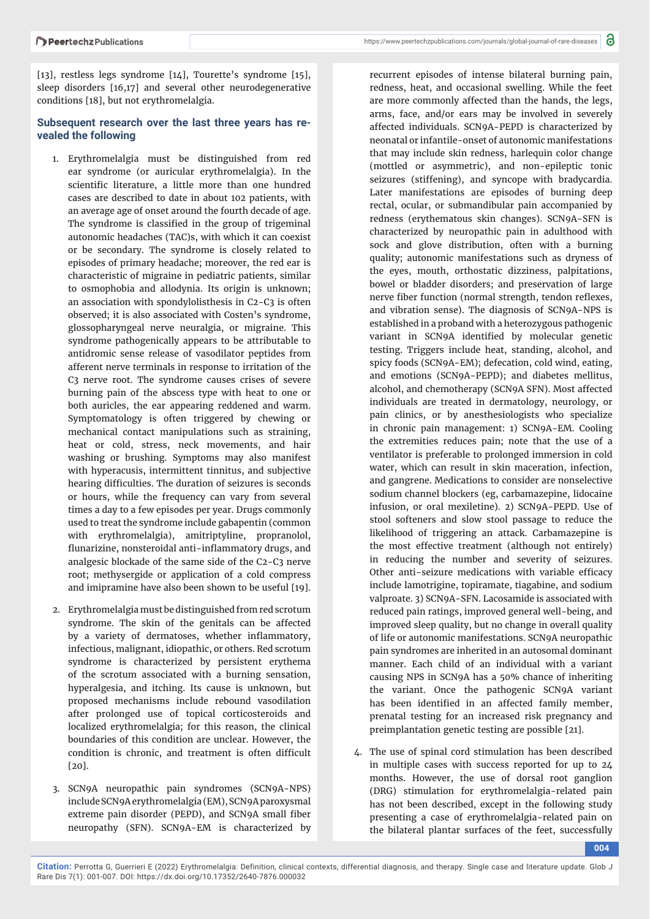[13], restless legs syndrome [14], Tourette's syndrome [15], sleep disorders [16,17] and several other neurodegenerative conditions [18], but not erythromelalgia.

## Subsequent research over the last three years has revealed the following

1. Erythromelalgia must be distinguished from red ear syndrome (or auricular erythromelalgia). In the scientific literature, a little more than one hundred cases are described to date in about 102 patients, with an average age of onset around the fourth decade of age. The syndrome is classified in the group of trigeminal autonomic headaches (TAC)s, with which it can coexist or be secondary. The syndrome is closely related to episodes of primary headache; moreover, the red ear is characteristic of migraine in pediatric patients, similar to osmophobia and allodynia. Its origin is unknown; an association with spondylolisthesis in C2-C3 is often observed; it is also associated with Costen's syndrome, glossopharyngeal nerve neuralgia, or migraine. This syndrome pathogenically appears to be attributable to antidromic sense release of vasodilator peptides from afferent nerve terminals in response to irritation of the C3 nerve root. The syndrome causes crises of severe burning pain of the abscess type with heat to one or both auricles, the ear appearing reddened and warm. Symptomatology is often triggered by chewing or mechanical contact manipulations such as straining, heat or cold, stress, neck movements, and hair washing or brushing. Symptoms may also manifest with hyperacusis, intermittent tinnitus, and subjective hearing difficulties. The duration of seizures is seconds or hours, while the frequency can vary from several times a day to a few episodes per year. Drugs commonly used to treat the syndrome include gabapentin (common with erythromelalgia), amitriptyline, propranolol, flunarizine, nonsteroidal anti-inflammatory drugs, and analgesic blockade of the same side of the C2-C3 nerve root; methysergide or application of a cold compress and imipramine have also been shown to be useful [19].

2. Erythromelalgia must be distinguished from red scrotum syndrome. The skin of the genitals can be affected by a variety of dermatoses, whether inflammatory, infectious, malignant, idiopathic, or others. Red scrotum syndrome is characterized by persistent erythema of the scrotum associated with a burning sensation, hyperalgesia, and itching. Its cause is unknown, but proposed mechanisms include rebound vasodilation after prolonged use of topical corticosteroids and localized erythromelalgia; for this reason, the clinical boundaries of this condition are unclear. However, the condition is chronic, and treatment is often difficult [20].

3. SCN9A neuropathic pain syndromes (SCN9A-NPS) include SCN9A erythromelalgia (EM), SCN9A paroxysmal extreme pain disorder (PEPD), and SCN9A small fiber neuropathy (SFN). SCN9A-EM is characterized by recurrent episodes of intense bilateral burning pain, redness, heat, and occasional swelling. While the feet are more commonly affected than the hands, the legs, arms, face, and/or ears may be involved in severely affected individuals. SCN9A-PEPD is characterized by neonatal or infantile-onset of autonomic manifestations that may include skin redness, harlequin color change (mottled or asymmetric), and non-epileptic tonic seizures (stiffening), and syncope with bradycardia. Later manifestations are episodes of burning deep rectal, ocular, or submandibular pain accompanied by redness (erythematous skin changes). SCN9A-SFN is characterized by neuropathic pain in adulthood with sock and glove distribution, often with a burning quality; autonomic manifestations such as dryness of the eyes, mouth, orthostatic dizziness, palpitations, bowel or bladder disorders; and preservation of large nerve fiber function (normal strength, tendon reflexes, and vibration sense). The diagnosis of SCN9A-NPS is established in a proband with a heterozygous pathogenic variant in SCN9A identified by molecular genetic testing. Triggers include heat, standing, alcohol, and spicy foods (SCN9A-EM); defecation, cold wind, eating, and emotions (SCN9A-PEPD); and diabetes mellitus, alcohol, and chemotherapy (SCN9A SFN). Most affected individuals are treated in dermatology, neurology, or pain clinics, or by anesthesiologists who specialize in chronic pain management: 1) SCN9A-EM. Cooling the extremities reduces pain; note that the use of a ventilator is preferable to prolonged immersion in cold water, which can result in skin maceration, infection, and gangrene. Medications to consider are nonselective sodium channel blockers (eg, carbamazepine, lidocaine infusion, or oral mexiletine). 2) SCN9A-PEPD. Use of stool softeners and slow stool passage to reduce the likelihood of triggering an attack. Carbamazepine is the most effective treatment (although not entirely) in reducing the number and severity of seizures. Other anti-seizure medications with variable efficacy include lamotrigine, topiramate, tiagabine, and sodium valproate. 3) SCN9A-SFN. Lacosamide is associated with reduced pain ratings, improved general well-being, and improved sleep quality, but no change in overall quality of life or autonomic manifestations. SCN9A neuropathic pain syndromes are inherited in an autosomal dominant manner. Each child of an individual with a variant causing NPS in SCN9A has a 50% chance of inheriting the variant. Once the pathogenic SCN9A variant has been identified in an affected family member, prenatal testing for an increased risk pregnancy and preimplantation genetic testing are possible [21].

4. The use of spinal cord stimulation has been described in multiple cases with success reported for up to 24 months. However, the use of dorsal root ganglion (DRG) stimulation for erythromelalgia-related pain has not been described, except in the following study presenting a case of erythromelalgia-related pain on the bilateral plantar surfaces of the feet, successfully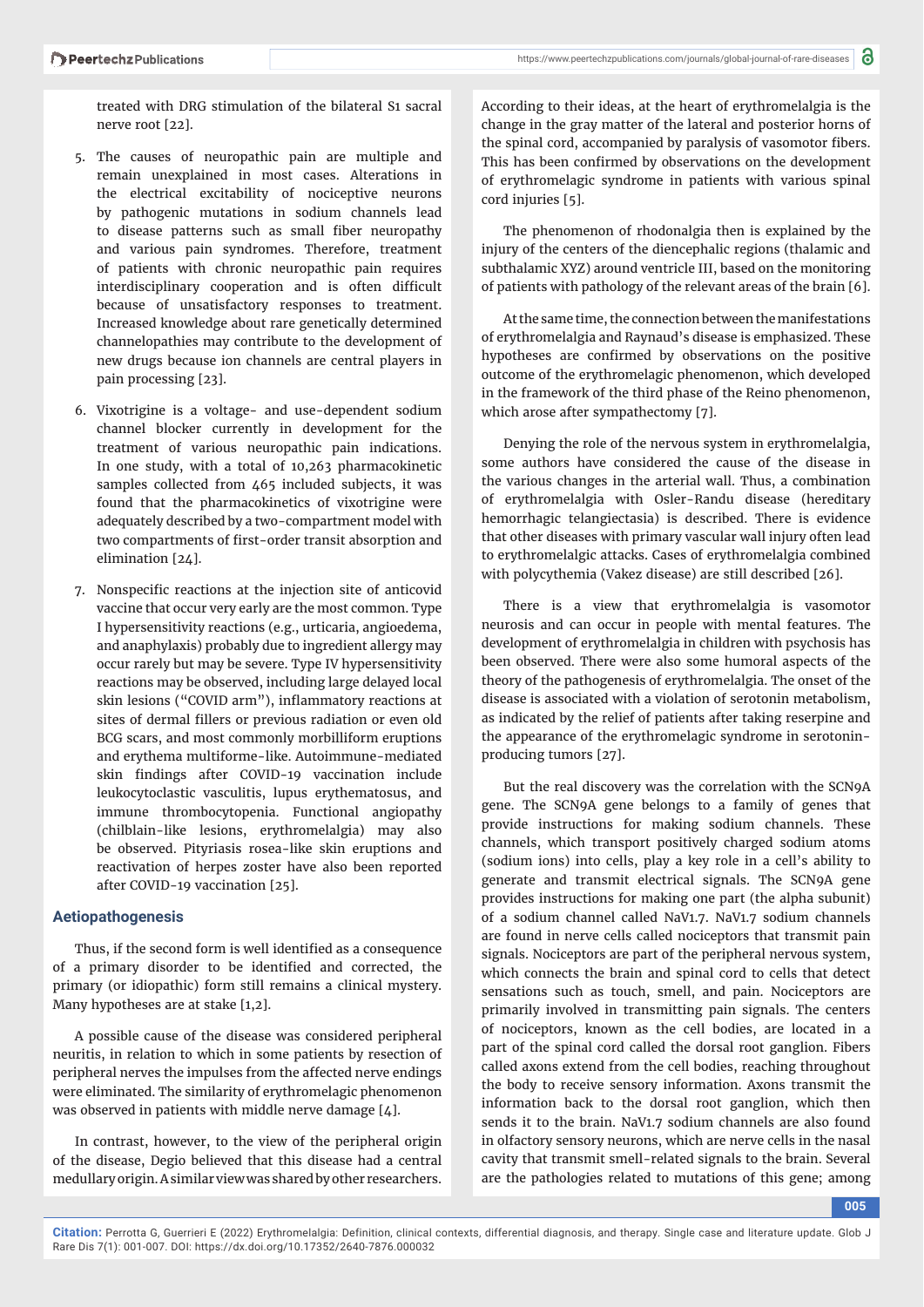treated with DRG stimulation of the bilateral S1 sacral nerve root [22].

5. The causes of neuropathic pain are multiple and remain unexplained in most cases. Alterations in the electrical excitability of nociceptive neurons by pathogenic mutations in sodium channels lead to disease patterns such as small fiber neuropathy and various pain syndromes. Therefore, treatment of patients with chronic neuropathic pain requires interdisciplinary cooperation and is often difficult because of unsatisfactory responses to treatment. Increased knowledge about rare genetically determined channelopathies may contribute to the development of new drugs because ion channels are central players in pain processing [23].

6. Vixotrigine is a voltage- and use-dependent sodium channel blocker currently in development for the treatment of various neuropathic pain indications. In one study, with a total of 10,263 pharmacokinetic samples collected from 465 included subjects, it was found that the pharmacokinetics of vixotrigine were adequately described by a two-compartment model with two compartments of first-order transit absorption and elimination [24].

7. Nonspecific reactions at the injection site of anticovid vaccine that occur very early are the most common. Type I hypersensitivity reactions (e.g., urticaria, angioedema, and anaphylaxis) probably due to ingredient allergy may occur rarely but may be severe. Type IV hypersensitivity reactions may be observed, including large delayed local skin lesions ("COVID arm"), inflammatory reactions at sites of dermal fillers or previous radiation or even old BCG scars, and most commonly morbilliform eruptions and erythema multiforme-like. Autoimmune-mediated skin findings after COVID-19 vaccination include leukocytoclastic vasculitis, lupus erythematosus, and immune thrombocytopenia. Functional angiopathy (chilblain-like lesions, erythromelalgia) may also be observed. Pityriasis rosea-like skin eruptions and reactivation of herpes zoster have also been reported after COVID-19 vaccination [25].

## Aetiopathogenesis

Thus, if the second form is well identified as a consequence of a primary disorder to be identified and corrected, the primary (or idiopathic) form still remains a clinical mystery. Many hypotheses are at stake [1,2].

A possible cause of the disease was considered peripheral neuritis, in relation to which in some patients by resection of peripheral nerves the impulses from the affected nerve endings were eliminated. The similarity of erythromelagic phenomenon was observed in patients with middle nerve damage [4].

In contrast, however, to the view of the peripheral origin of the disease, Degio believed that this disease had a central medullary origin. A similar view was shared by other researchers. According to their ideas, at the heart of erythromelalgia is the change in the gray matter of the lateral and posterior horns of the spinal cord, accompanied by paralysis of vasomotor fibers. This has been confirmed by observations on the development of erythromelagic syndrome in patients with various spinal cord injuries [5].

The phenomenon of rhodonalgia then is explained by the injury of the centers of the diencephalic regions (thalamic and subthalamic XYZ) around ventricle III, based on the monitoring of patients with pathology of the relevant areas of the brain [6].

At the same time, the connection between the manifestations of erythromelalgia and Raynaud's disease is emphasized. These hypotheses are confirmed by observations on the positive outcome of the erythromelagic phenomenon, which developed in the framework of the third phase of the Reino phenomenon, which arose after sympathectomy [7].

Denying the role of the nervous system in erythromelalgia, some authors have considered the cause of the disease in the various changes in the arterial wall. Thus, a combination of erythromelalgia with Osler-Randu disease (hereditary hemorrhagic telangiectasia) is described. There is evidence that other diseases with primary vascular wall injury often lead to erythromelalgic attacks. Cases of erythromelalgia combined with polycythemia (Vakez disease) are still described [26].

There is a view that erythromelalgia is vasomotor neurosis and can occur in people with mental features. The development of erythromelalgia in children with psychosis has been observed. There were also some humoral aspects of the theory of the pathogenesis of erythromelalgia. The onset of the disease is associated with a violation of serotonin metabolism, as indicated by the relief of patients after taking reserpine and the appearance of the erythromelagic syndrome in serotonin-producing tumors [27].

But the real discovery was the correlation with the SCN9A gene. The SCN9A gene belongs to a family of genes that provide instructions for making sodium channels. These channels, which transport positively charged sodium atoms (sodium ions) into cells, play a key role in a cell's ability to generate and transmit electrical signals. The SCN9A gene provides instructions for making one part (the alpha subunit) of a sodium channel called NaV1.7. NaV1.7 sodium channels are found in nerve cells called nociceptors that transmit pain signals. Nociceptors are part of the peripheral nervous system, which connects the brain and spinal cord to cells that detect sensations such as touch, smell, and pain. Nociceptors are primarily involved in transmitting pain signals. The centers of nociceptors, known as the cell bodies, are located in a part of the spinal cord called the dorsal root ganglion. Fibers called axons extend from the cell bodies, reaching throughout the body to receive sensory information. Axons transmit the information back to the dorsal root ganglion, which then sends it to the brain. NaV1.7 sodium channels are also found in olfactory sensory neurons, which are nerve cells in the nasal cavity that transmit smell-related signals to the brain. Several are the pathologies related to mutations of this gene; among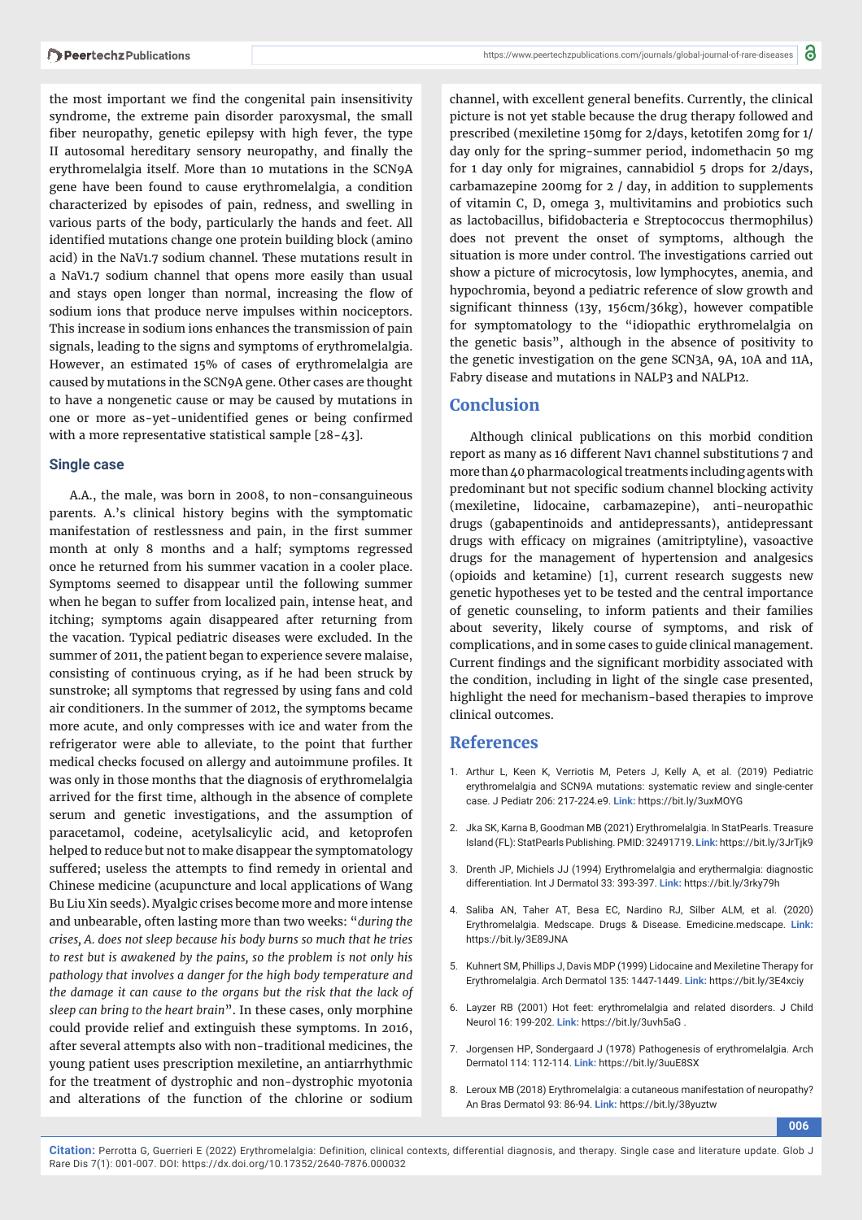the most important we find the congenital pain insensitivity syndrome, the extreme pain disorder paroxysmal, the small fiber neuropathy, genetic epilepsy with high fever, the type II autosomal hereditary sensory neuropathy, and finally the erythromelalgia itself. More than 10 mutations in the SCN9A gene have been found to cause erythromelalgia, a condition characterized by episodes of pain, redness, and swelling in various parts of the body, particularly the hands and feet. All identified mutations change one protein building block (amino acid) in the NaV1.7 sodium channel. These mutations result in a NaV1.7 sodium channel that opens more easily than usual and stays open longer than normal, increasing the flow of sodium ions that produce nerve impulses within nociceptors. This increase in sodium ions enhances the transmission of pain signals, leading to the signs and symptoms of erythromelalgia. However, an estimated 15% of cases of erythromelalgia are caused by mutations in the SCN9A gene. Other cases are thought to have a nongenetic cause or may be caused by mutations in one or more as-yet-unidentified genes or being confirmed with a more representative statistical sample [28-43].

## Single case

A.A., the male, was born in 2008, to non-consanguineous parents. A.'s clinical history begins with the symptomatic manifestation of restlessness and pain, in the first summer month at only 8 months and a half; symptoms regressed once he returned from his summer vacation in a cooler place. Symptoms seemed to disappear until the following summer when he began to suffer from localized pain, intense heat, and itching; symptoms again disappeared after returning from the vacation. Typical pediatric diseases were excluded. In the summer of 2011, the patient began to experience severe malaise, consisting of continuous crying, as if he had been struck by sunstroke; all symptoms that regressed by using fans and cold air conditioners. In the summer of 2012, the symptoms became more acute, and only compresses with ice and water from the refrigerator were able to alleviate, to the point that further medical checks focused on allergy and autoimmune profiles. It was only in those months that the diagnosis of erythromelalgia arrived for the first time, although in the absence of complete serum and genetic investigations, and the assumption of paracetamol, codeine, acetylsalicylic acid, and ketoprofen helped to reduce but not to make disappear the symptomatology suffered; useless the attempts to find remedy in oriental and Chinese medicine (acupuncture and local applications of Wang Bu Liu Xin seeds). Myalgic crises become more and more intense and unbearable, often lasting more than two weeks: "*during the crises, A. does not sleep because his body burns so much that he tries to rest but is awakened by the pains, so the problem is not only his pathology that involves a danger for the high body temperature and the damage it can cause to the organs but the risk that the lack of sleep can bring to the heart brain*". In these cases, only morphine could provide relief and extinguish these symptoms. In 2016, after several attempts also with non-traditional medicines, the young patient uses prescription mexiletine, an antiarrhythmic for the treatment of dystrophic and non-dystrophic myotonia and alterations of the function of the chlorine or sodium channel, with excellent general benefits. Currently, the clinical picture is not yet stable because the drug therapy followed and prescribed (mexiletine 150mg for 2/days, ketotifen 20mg for 1/day only for the spring-summer period, indomethacin 50 mg for 1 day only for migraines, cannabidiol 5 drops for 2/days, carbamazepine 200mg for 2 / day, in addition to supplements of vitamin C, D, omega 3, multivitamins and probiotics such as lactobacillus, bifidobacteria e Streptococcus thermophilus) does not prevent the onset of symptoms, although the situation is more under control. The investigations carried out show a picture of microcytosis, low lymphocytes, anemia, and hypochromia, beyond a pediatric reference of slow growth and significant thinness (13y, 156cm/36kg), however compatible for symptomatology to the "idiopathic erythromelalgia on the genetic basis", although in the absence of positivity to the genetic investigation on the gene SCN3A, 9A, 10A and 11A, Fabry disease and mutations in NALP3 and NALP12.

## Conclusion

Although clinical publications on this morbid condition report as many as 16 different Nav1 channel substitutions 7 and more than 40 pharmacological treatments including agents with predominant but not specific sodium channel blocking activity (mexiletine, lidocaine, carbamazepine), anti-neuropathic drugs (gabapentinoids and antidepressants), antidepressant drugs with efficacy on migraines (amitriptyline), vasoactive drugs for the management of hypertension and analgesics (opioids and ketamine) [1], current research suggests new genetic hypotheses yet to be tested and the central importance of genetic counseling, to inform patients and their families about severity, likely course of symptoms, and risk of complications, and in some cases to guide clinical management. Current findings and the significant morbidity associated with the condition, including in light of the single case presented, highlight the need for mechanism-based therapies to improve clinical outcomes.

## References

1. Arthur L, Keen K, Verriotis M, Peters J, Kelly A, et al. (2019) Pediatric erythromelalgia and SCN9A mutations: systematic review and single-center case. J Pediatr 206: 217-224.e9. **Link:** https://bit.ly/3uxMOYG
2. Jka SK, Karna B, Goodman MB (2021) Erythromelalgia. In StatPearls. Treasure Island (FL): StatPearls Publishing. PMID: 32491719. **Link:** https://bit.ly/3JrTjk9
3. Drenth JP, Michiels JJ (1994) Erythromelalgia and erythermalgia: diagnostic differentiation. Int J Dermatol 33: 393-397. **Link:** https://bit.ly/3rky79h
4. Saliba AN, Taher AT, Besa EC, Nardino RJ, Silber ALM, et al. (2020) Erythromelalgia. Medscape. Drugs & Disease. Emedicine.medscape. **Link:** https://bit.ly/3E89JNA
5. Kuhnert SM, Phillips J, Davis MDP (1999) Lidocaine and Mexiletine Therapy for Erythromelalgia. Arch Dermatol 135: 1447-1449. **Link:** https://bit.ly/3E4xciy
6. Layzer RB (2001) Hot feet: erythromelalgia and related disorders. J Child Neurol 16: 199-202. **Link:** https://bit.ly/3uvh5aG .
7. Jorgensen HP, Sondergaard J (1978) Pathogenesis of erythromelalgia. Arch Dermatol 114: 112-114. **Link:** https://bit.ly/3uuE8SX
8. Leroux MB (2018) Erythromelalgia: a cutaneous manifestation of neuropathy? An Bras Dermatol 93: 86-94. **Link:** https://bit.ly/38yuztw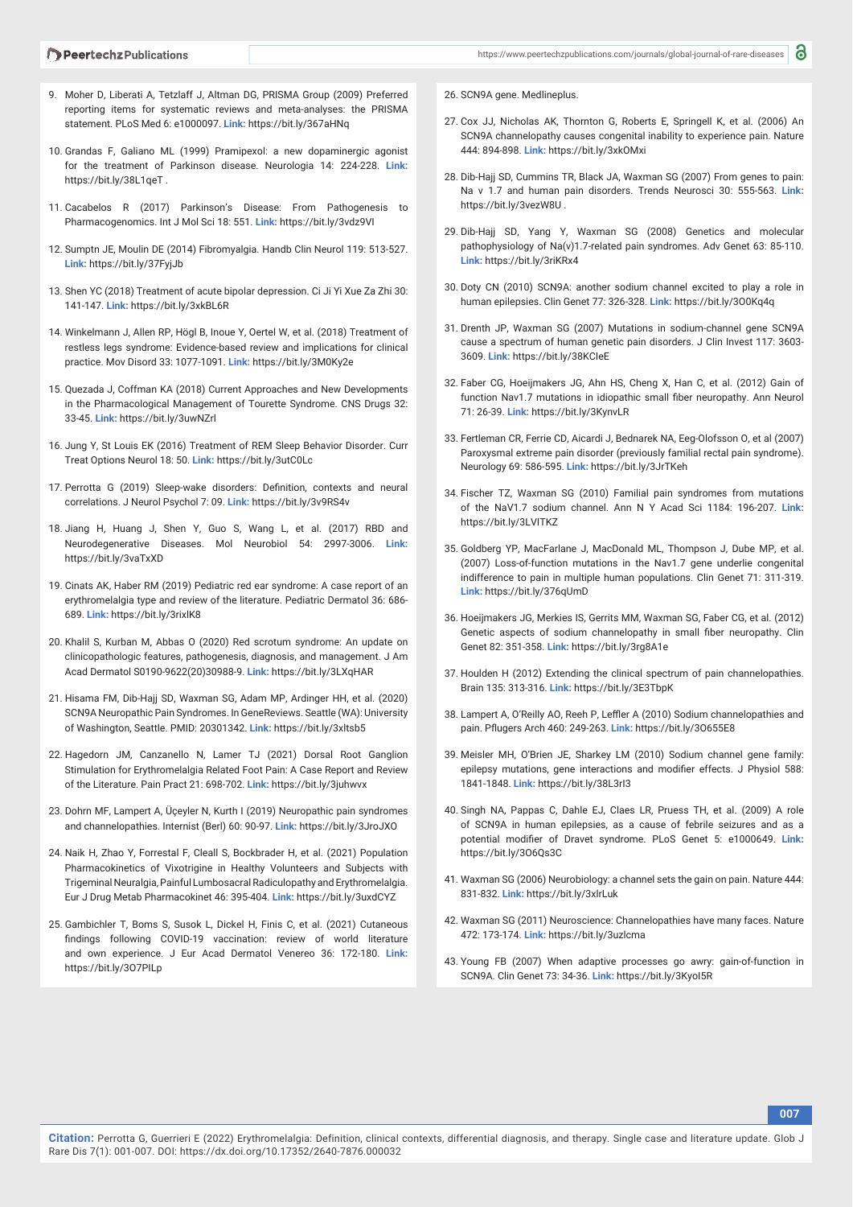9. Moher D, Liberati A, Tetzlaff J, Altman DG, PRISMA Group (2009) Preferred reporting items for systematic reviews and meta-analyses: the PRISMA statement. PLoS Med 6: e1000097. **Link:** https://bit.ly/367aHNq

10. Grandas F, Galiano ML (1999) Pramipexol: a new dopaminergic agonist for the treatment of Parkinson disease. Neurologia 14: 224-228. **Link:** https://bit.ly/38L1qeT .

11. Cacabelos R (2017) Parkinson's Disease: From Pathogenesis to Pharmacogenomics. Int J Mol Sci 18: 551. **Link:** https://bit.ly/3vdz9VI

12. Sumptn JE, Moulin DE (2014) Fibromyalgia. Handb Clin Neurol 119: 513-527. **Link:** https://bit.ly/37FyjJb

13. Shen YC (2018) Treatment of acute bipolar depression. Ci Ji Yi Xue Za Zhi 30: 141-147. **Link:** https://bit.ly/3xkBL6R

14. Winkelmann J, Allen RP, Högl B, Inoue Y, Oertel W, et al. (2018) Treatment of restless legs syndrome: Evidence-based review and implications for clinical practice. Mov Disord 33: 1077-1091. **Link:** https://bit.ly/3M0Ky2e

15. Quezada J, Coffman KA (2018) Current Approaches and New Developments in the Pharmacological Management of Tourette Syndrome. CNS Drugs 32: 33-45. **Link:** https://bit.ly/3uwNZrl

16. Jung Y, St Louis EK (2016) Treatment of REM Sleep Behavior Disorder. Curr Treat Options Neurol 18: 50. **Link:** https://bit.ly/3utC0Lc

17. Perrotta G (2019) Sleep-wake disorders: Definition, contexts and neural correlations. J Neurol Psychol 7: 09. **Link:** https://bit.ly/3v9RS4v

18. Jiang H, Huang J, Shen Y, Guo S, Wang L, et al. (2017) RBD and Neurodegenerative Diseases. Mol Neurobiol 54: 2997-3006. **Link:** https://bit.ly/3vaTxXD

19. Cinats AK, Haber RM (2019) Pediatric red ear syndrome: A case report of an erythromelalgia type and review of the literature. Pediatric Dermatol 36: 686-689. **Link:** https://bit.ly/3rixlK8

20. Khalil S, Kurban M, Abbas O (2020) Red scrotum syndrome: An update on clinicopathologic features, pathogenesis, diagnosis, and management. J Am Acad Dermatol S0190-9622(20)30988-9. **Link:** https://bit.ly/3LXqHAR

21. Hisama FM, Dib-Hajj SD, Waxman SG, Adam MP, Ardinger HH, et al. (2020) SCN9A Neuropathic Pain Syndromes. In GeneReviews. Seattle (WA): University of Washington, Seattle. PMID: 20301342. **Link:** https://bit.ly/3xltsb5

22. Hagedorn JM, Canzanello N, Lamer TJ (2021) Dorsal Root Ganglion Stimulation for Erythromelalgia Related Foot Pain: A Case Report and Review of the Literature. Pain Pract 21: 698-702. **Link:** https://bit.ly/3juhwvx

23. Dohrn MF, Lampert A, Üçeyler N, Kurth I (2019) Neuropathic pain syndromes and channelopathies. Internist (Berl) 60: 90-97. **Link:** https://bit.ly/3JroJXO

24. Naik H, Zhao Y, Forrestal F, Cleall S, Bockbrader H, et al. (2021) Population Pharmacokinetics of Vixotrigine in Healthy Volunteers and Subjects with Trigeminal Neuralgia, Painful Lumbosacral Radiculopathy and Erythromelalgia. Eur J Drug Metab Pharmacokinet 46: 395-404. **Link:** https://bit.ly/3uxdCYZ

25. Gambichler T, Boms S, Susok L, Dickel H, Finis C, et al. (2021) Cutaneous findings following COVID-19 vaccination: review of world literature and own experience. J Eur Acad Dermatol Venereo 36: 172-180. **Link:** https://bit.ly/3O7PILp

26. SCN9A gene. Medlineplus.

27. Cox JJ, Nicholas AK, Thornton G, Roberts E, Springell K, et al. (2006) An SCN9A channelopathy causes congenital inability to experience pain. Nature 444: 894-898. **Link:** https://bit.ly/3xkOMxi

28. Dib-Hajj SD, Cummins TR, Black JA, Waxman SG (2007) From genes to pain: Na v 1.7 and human pain disorders. Trends Neurosci 30: 555-563. **Link:** https://bit.ly/3vezW8U .

29. Dib-Hajj SD, Yang Y, Waxman SG (2008) Genetics and molecular pathophysiology of Na(v)1.7-related pain syndromes. Adv Genet 63: 85-110. **Link:** https://bit.ly/3riKRx4

30. Doty CN (2010) SCN9A: another sodium channel excited to play a role in human epilepsies. Clin Genet 77: 326-328. **Link:** https://bit.ly/3O0Kq4q

31. Drenth JP, Waxman SG (2007) Mutations in sodium-channel gene SCN9A cause a spectrum of human genetic pain disorders. J Clin Invest 117: 3603-3609. **Link:** https://bit.ly/38KCIeE

32. Faber CG, Hoeijmakers JG, Ahn HS, Cheng X, Han C, et al. (2012) Gain of function Nav1.7 mutations in idiopathic small fiber neuropathy. Ann Neurol 71: 26-39. **Link:** https://bit.ly/3KynvLR

33. Fertleman CR, Ferrie CD, Aicardi J, Bednarek NA, Eeg-Olofsson O, et al (2007) Paroxysmal extreme pain disorder (previously familial rectal pain syndrome). Neurology 69: 586-595. **Link:** https://bit.ly/3JrTKeh

34. Fischer TZ, Waxman SG (2010) Familial pain syndromes from mutations of the NaV1.7 sodium channel. Ann N Y Acad Sci 1184: 196-207. **Link:** https://bit.ly/3LVITKZ

35. Goldberg YP, MacFarlane J, MacDonald ML, Thompson J, Dube MP, et al. (2007) Loss-of-function mutations in the Nav1.7 gene underlie congenital indifference to pain in multiple human populations. Clin Genet 71: 311-319. **Link:** https://bit.ly/376qUmD

36. Hoeijmakers JG, Merkies IS, Gerrits MM, Waxman SG, Faber CG, et al. (2012) Genetic aspects of sodium channelopathy in small fiber neuropathy. Clin Genet 82: 351-358. **Link:** https://bit.ly/3rg8A1e

37. Houlden H (2012) Extending the clinical spectrum of pain channelopathies. Brain 135: 313-316. **Link:** https://bit.ly/3E3TbpK

38. Lampert A, O'Reilly AO, Reeh P, Leffler A (2010) Sodium channelopathies and pain. Pflugers Arch 460: 249-263. **Link:** https://bit.ly/3O655E8

39. Meisler MH, O'Brien JE, Sharkey LM (2010) Sodium channel gene family: epilepsy mutations, gene interactions and modifier effects. J Physiol 588: 1841-1848. **Link:** https://bit.ly/38L3rI3

40. Singh NA, Pappas C, Dahle EJ, Claes LR, Pruess TH, et al. (2009) A role of SCN9A in human epilepsies, as a cause of febrile seizures and as a potential modifier of Dravet syndrome. PLoS Genet 5: e1000649. **Link:** https://bit.ly/3O6Qs3C

41. Waxman SG (2006) Neurobiology: a channel sets the gain on pain. Nature 444: 831-832. **Link:** https://bit.ly/3xlrLuk

42. Waxman SG (2011) Neuroscience: Channelopathies have many faces. Nature 472: 173-174. **Link:** https://bit.ly/3uzlcma

43. Young FB (2007) When adaptive processes go awry: gain-of-function in SCN9A. Clin Genet 73: 34-36. **Link:** https://bit.ly/3KyoI5R